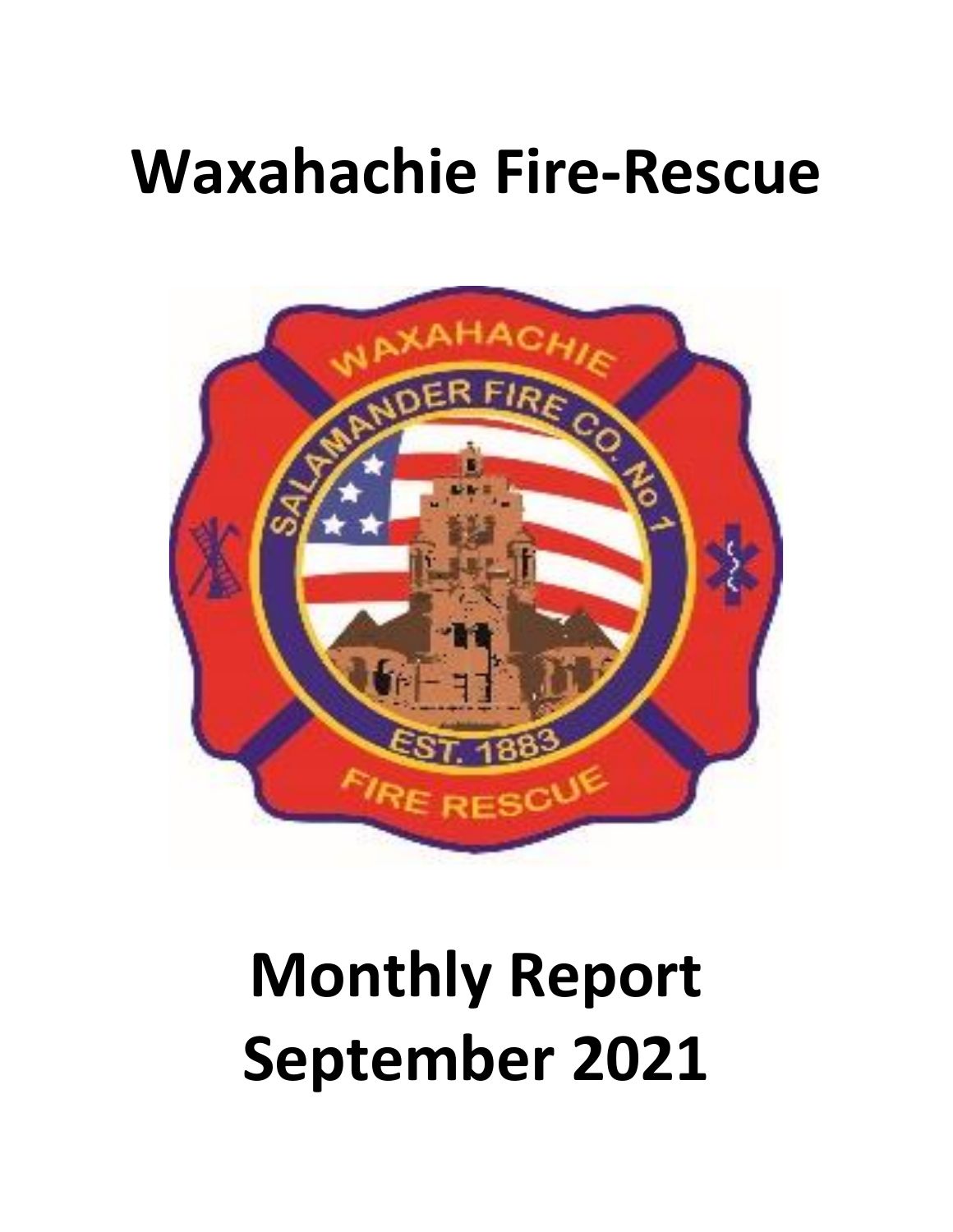# Waxahachie Fire-Rescue

# Monthly Report
# September 2021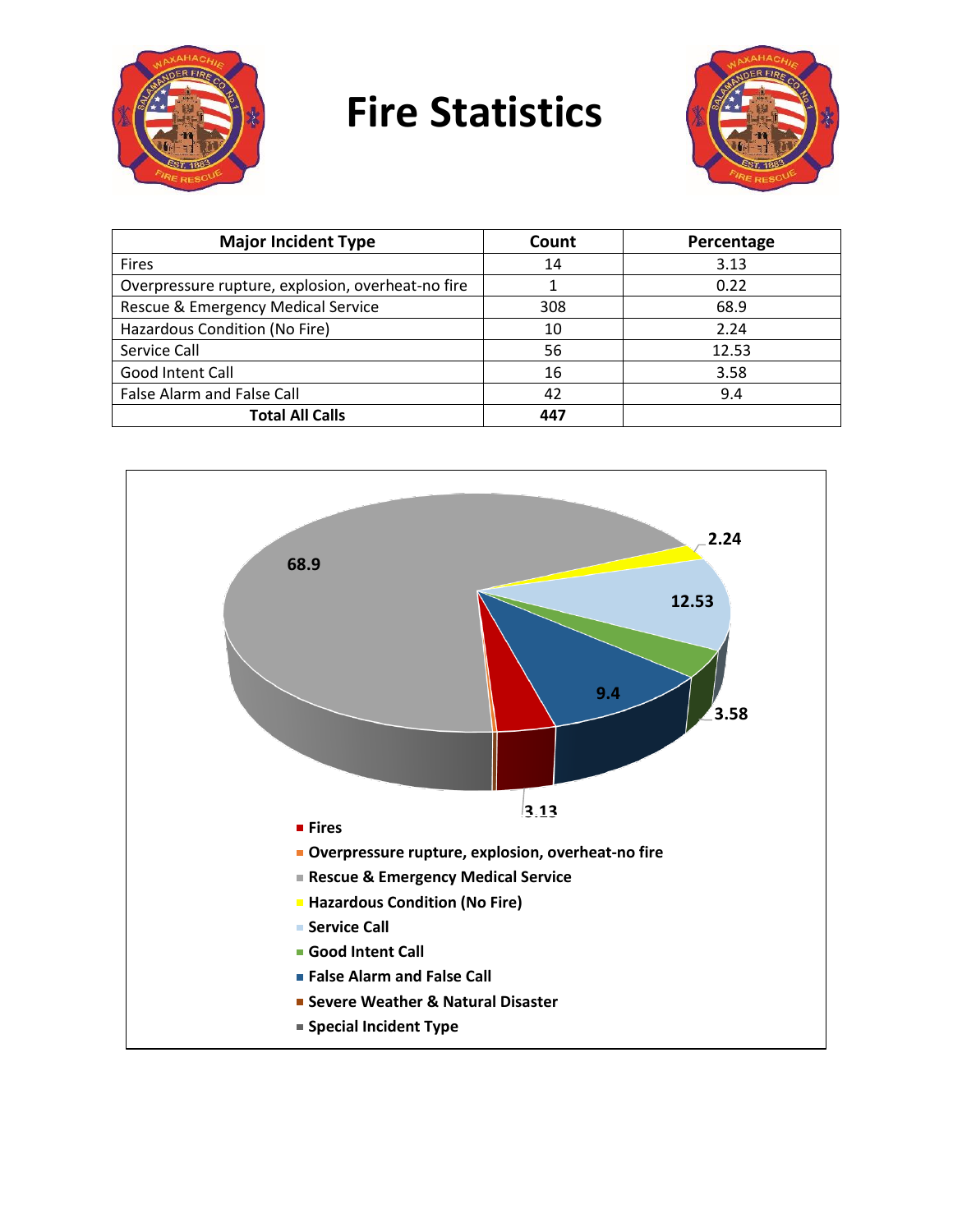# Fire Statistics

| Major Incident Type | Count | Percentage |
|---|---|---|
| Fires | 14 | 3.13 |
| Overpressure rupture, explosion, overheat-no fire | 1 | 0.22 |
| Rescue & Emergency Medical Service | 308 | 68.9 |
| Hazardous Condition (No Fire) | 10 | 2.24 |
| Service Call | 56 | 12.53 |
| Good Intent Call | 16 | 3.58 |
| False Alarm and False Call | 42 | 9.4 |
| **Total All Calls** | **447** | |

68.9

2.24

12.53

9.4

3.58

3.13

- Fires
- Overpressure rupture, explosion, overheat-no fire
- Rescue & Emergency Medical Service
- Hazardous Condition (No Fire)
- Service Call
- Good Intent Call
- False Alarm and False Call
- Severe Weather & Natural Disaster
- Special Incident Type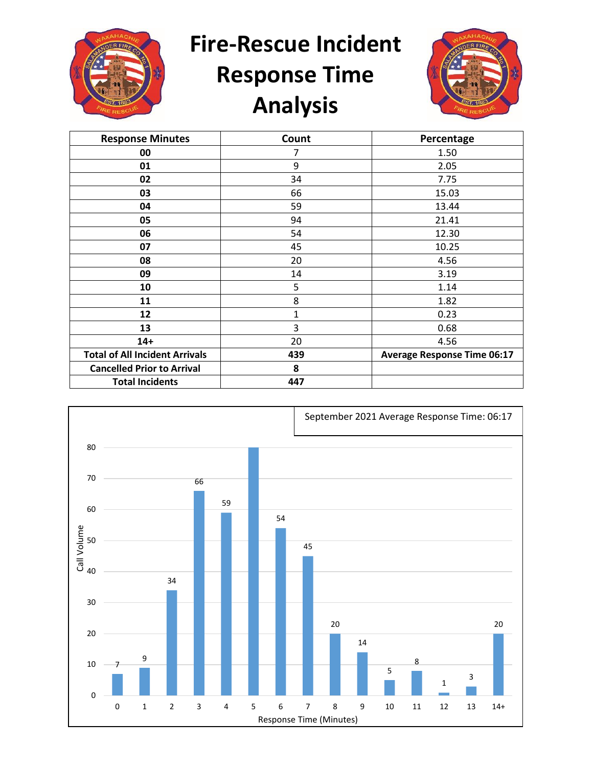# Fire-Rescue Incident Response Time Analysis

| Response Minutes | Count | Percentage |
|---|---|---|
| **00** | 7 | 1.50 |
| **01** | 9 | 2.05 |
| **02** | 34 | 7.75 |
| **03** | 66 | 15.03 |
| **04** | 59 | 13.44 |
| **05** | 94 | 21.41 |
| **06** | 54 | 12.30 |
| **07** | 45 | 10.25 |
| **08** | 20 | 4.56 |
| **09** | 14 | 3.19 |
| **10** | 5 | 1.14 |
| **11** | 8 | 1.82 |
| **12** | 1 | 0.23 |
| **13** | 3 | 0.68 |
| **14+** | 20 | 4.56 |
| **Total of All Incident Arrivals** | **439** | **Average Response Time 06:17** |
| **Cancelled Prior to Arrival** | **8** | |
| **Total Incidents** | **447** | |

September 2021 Average Response Time: 06:17

| Response Time (Minutes) | Call Volume |
|---|---|
| 0 | 7 |
| 1 | 9 |
| 2 | 34 |
| 3 | 66 |
| 4 | 59 |
| 5 | 80 |
| 6 | 54 |
| 7 | 45 |
| 8 | 20 |
| 9 | 14 |
| 10 | 5 |
| 11 | 8 |
| 12 | 1 |
| 13 | 3 |
| 14+ | 20 |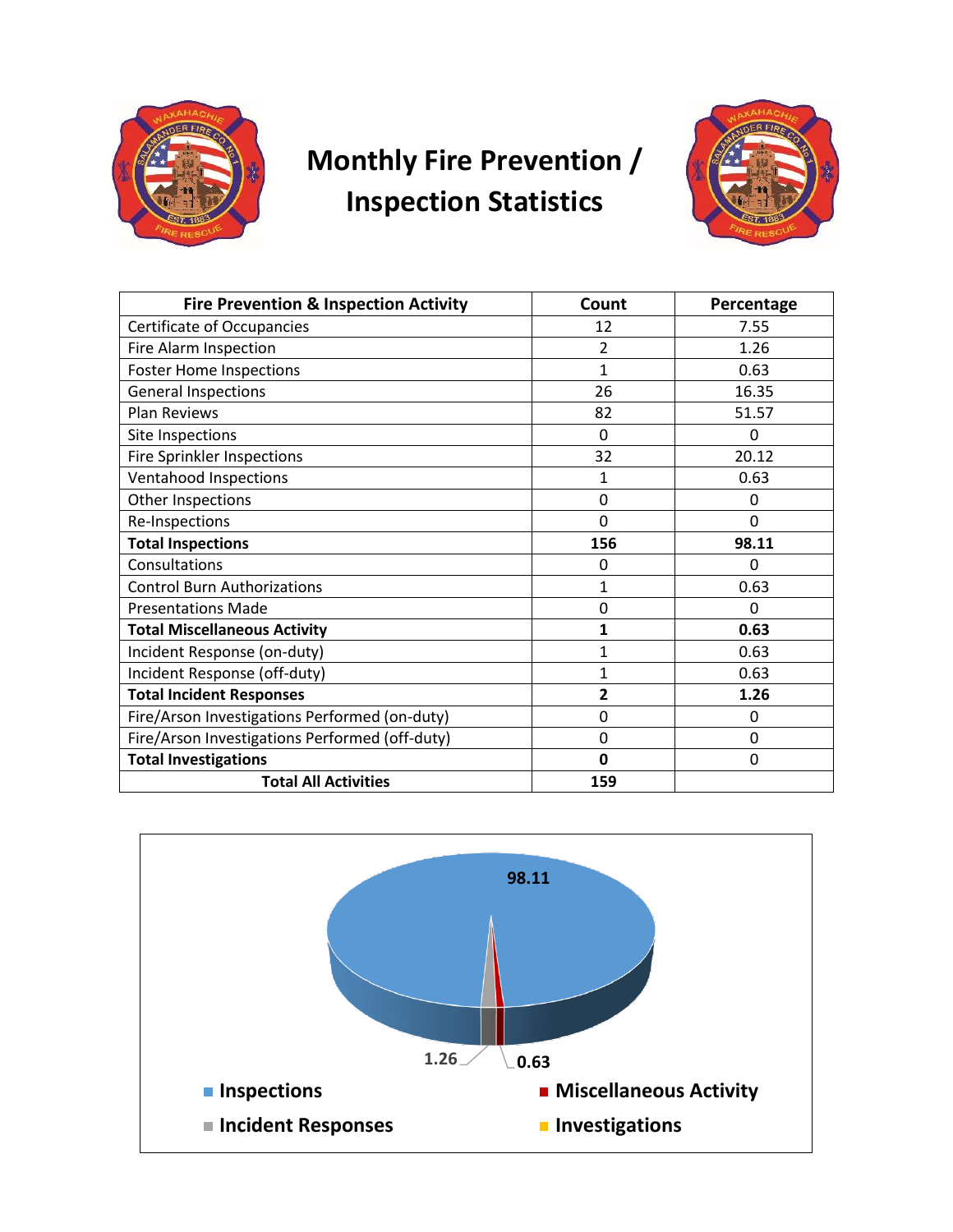# Monthly Fire Prevention / Inspection Statistics

| Fire Prevention & Inspection Activity | Count | Percentage |
|---|---|---|
| Certificate of Occupancies | 12 | 7.55 |
| Fire Alarm Inspection | 2 | 1.26 |
| Foster Home Inspections | 1 | 0.63 |
| General Inspections | 26 | 16.35 |
| Plan Reviews | 82 | 51.57 |
| Site Inspections | 0 | 0 |
| Fire Sprinkler Inspections | 32 | 20.12 |
| Ventahood Inspections | 1 | 0.63 |
| Other Inspections | 0 | 0 |
| Re-Inspections | 0 | 0 |
| **Total Inspections** | **156** | **98.11** |
| Consultations | 0 | 0 |
| Control Burn Authorizations | 1 | 0.63 |
| Presentations Made | 0 | 0 |
| **Total Miscellaneous Activity** | **1** | **0.63** |
| Incident Response (on-duty) | 1 | 0.63 |
| Incident Response (off-duty) | 1 | 0.63 |
| **Total Incident Responses** | **2** | **1.26** |
| Fire/Arson Investigations Performed (on-duty) | 0 | 0 |
| Fire/Arson Investigations Performed (off-duty) | 0 | 0 |
| **Total Investigations** | **0** | 0 |
| **Total All Activities** | **159** | |

98.11

1.26

0.63

- Inspections
- Miscellaneous Activity
- Incident Responses
- Investigations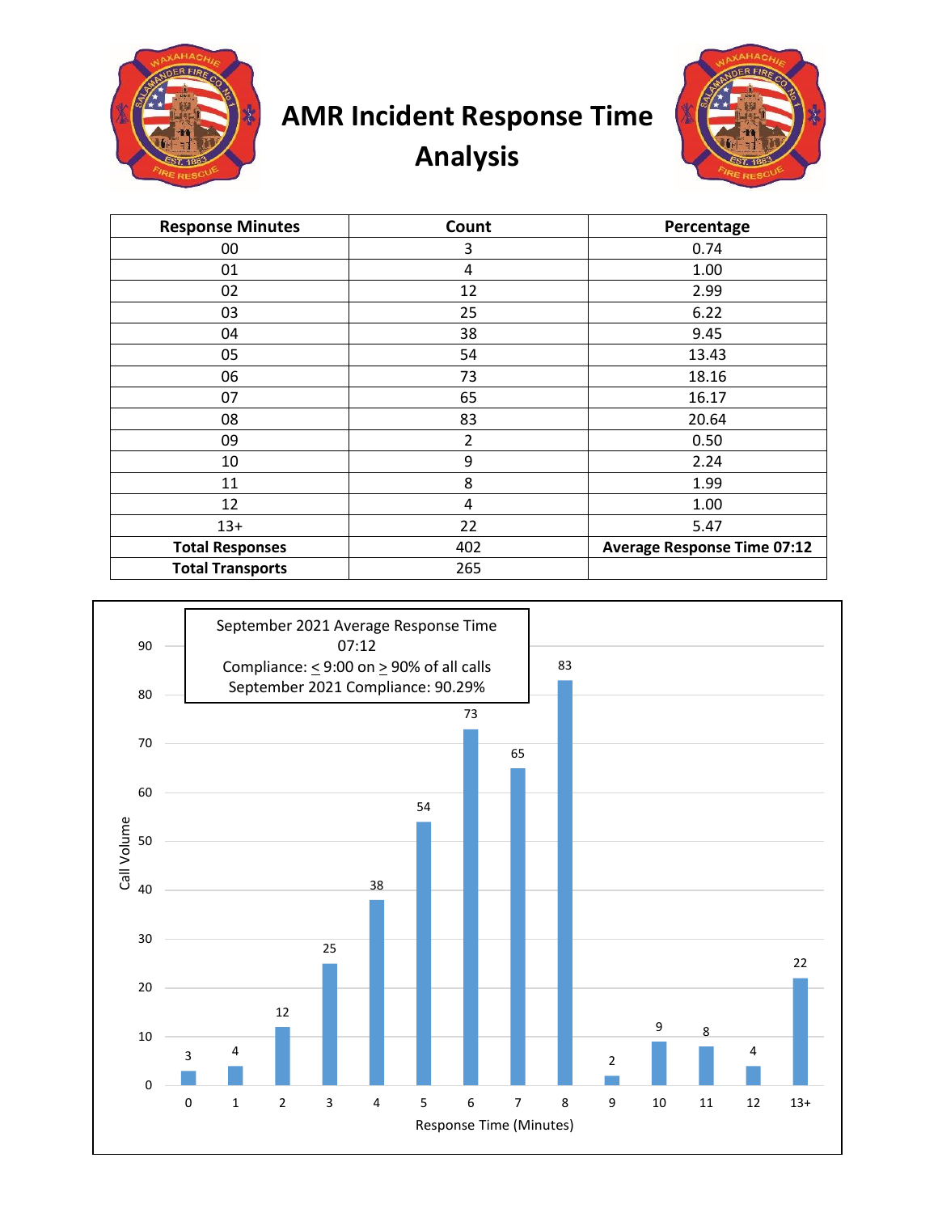# AMR Incident Response Time Analysis

| Response Minutes | Count | Percentage |
|---|---|---|
| 00 | 3 | 0.74 |
| 01 | 4 | 1.00 |
| 02 | 12 | 2.99 |
| 03 | 25 | 6.22 |
| 04 | 38 | 9.45 |
| 05 | 54 | 13.43 |
| 06 | 73 | 18.16 |
| 07 | 65 | 16.17 |
| 08 | 83 | 20.64 |
| 09 | 2 | 0.50 |
| 10 | 9 | 2.24 |
| 11 | 8 | 1.99 |
| 12 | 4 | 1.00 |
| 13+ | 22 | 5.47 |
| **Total Responses** | 402 | **Average Response Time 07:12** |
| **Total Transports** | 265 | |

September 2021 Average Response Time
07:12
Compliance: ≤ 9:00 on ≥ 90% of all calls
September 2021 Compliance: 90.29%

Call Volume
90
80
70
60
50
40
30
20
10
0

3, 4, 12, 25, 38, 54, 73, 65, 83, 2, 9, 8, 4, 22

0, 1, 2, 3, 4, 5, 6, 7, 8, 9, 10, 11, 12, 13+

Response Time (Minutes)